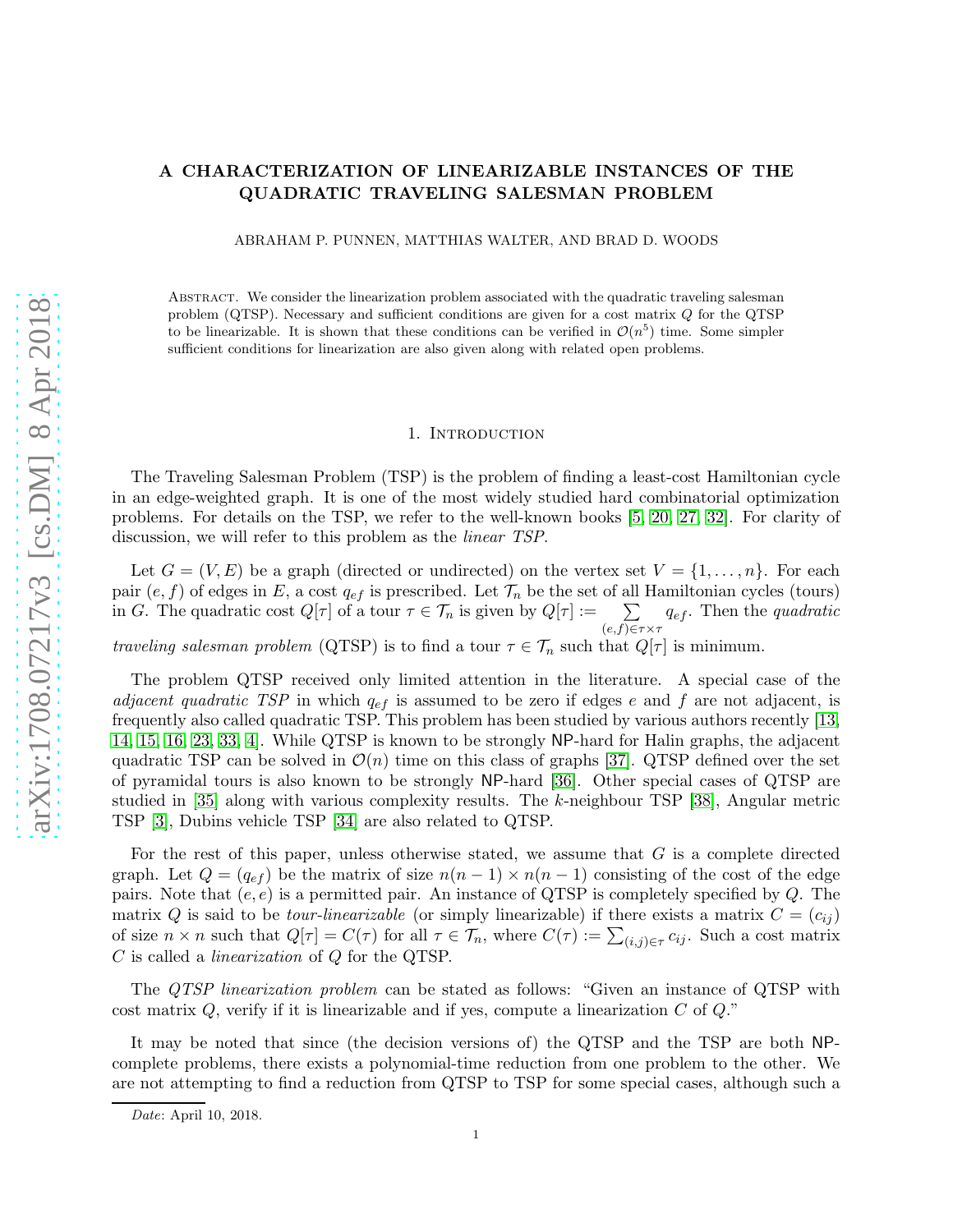# A CHARACTERIZATION OF LINEARIZABLE INSTANCES OF THE QUADRATIC TRAVELING SALESMAN PROBLEM

ABRAHAM P. PUNNEN, MATTHIAS WALTER, AND BRAD D. WOODS

Abstract. We consider the linearization problem associated with the quadratic traveling salesman problem (QTSP). Necessary and sufficient conditions are given for a cost matrix $Q$ for the QTSP to be linearizable. It is shown that these conditions can be verified in $\mathcal{O}(n^5)$ time. Some simpler sufficient conditions for linearization are also given along with related open problems.

## 1. Introduction

The Traveling Salesman Problem (TSP) is the problem of finding a least-cost Hamiltonian cycle in an edge-weighted graph. It is one of the most widely studied hard combinatorial optimization problems. For details on the TSP, we refer to the well-known books [5, 20, 27, 32]. For clarity of discussion, we will refer to this problem as the *linear TSP*.

Let $G = (V, E)$ be a graph (directed or undirected) on the vertex set $V = \{1, \ldots, n\}$. For each pair $(e, f)$ of edges in $E$, a cost $q_{ef}$ is prescribed. Let $\mathcal{T}_n$ be the set of all Hamiltonian cycles (tours) in $G$. The quadratic cost $Q[\tau]$ of a tour $\tau \in \mathcal{T}_n$ is given by $Q[\tau] := \sum_{(e,f)\in\tau\times\tau} q_{ef}$. Then the *quadratic traveling salesman problem* (QTSP) is to find a tour $\tau \in \mathcal{T}_n$ such that $Q[\tau]$ is minimum.

The problem QTSP received only limited attention in the literature. A special case of the *adjacent quadratic TSP* in which $q_{ef}$ is assumed to be zero if edges $e$ and $f$ are not adjacent, is frequently also called quadratic TSP. This problem has been studied by various authors recently [13, 14, 15, 16, 23, 33, 4]. While QTSP is known to be strongly NP-hard for Halin graphs, the adjacent quadratic TSP can be solved in $\mathcal{O}(n)$ time on this class of graphs [37]. QTSP defined over the set of pyramidal tours is also known to be strongly NP-hard [36]. Other special cases of QTSP are studied in [35] along with various complexity results. The $k$-neighbour TSP [38], Angular metric TSP [3], Dubins vehicle TSP [34] are also related to QTSP.

For the rest of this paper, unless otherwise stated, we assume that $G$ is a complete directed graph. Let $Q = (q_{ef})$ be the matrix of size $n(n-1) \times n(n-1)$ consisting of the cost of the edge pairs. Note that $(e, e)$ is a permitted pair. An instance of QTSP is completely specified by $Q$. The matrix $Q$ is said to be *tour-linearizable* (or simply linearizable) if there exists a matrix $C = (c_{ij})$ of size $n \times n$ such that $Q[\tau] = C(\tau)$ for all $\tau \in \mathcal{T}_n$, where $C(\tau) := \sum_{(i,j)\in\tau} c_{ij}$. Such a cost matrix $C$ is called a *linearization* of $Q$ for the QTSP.

The *QTSP linearization problem* can be stated as follows: "Given an instance of QTSP with cost matrix $Q$, verify if it is linearizable and if yes, compute a linearization $C$ of $Q$."

It may be noted that since (the decision versions of) the QTSP and the TSP are both NP-complete problems, there exists a polynomial-time reduction from one problem to the other. We are not attempting to find a reduction from QTSP to TSP for some special cases, although such a

*Date*: April 10, 2018.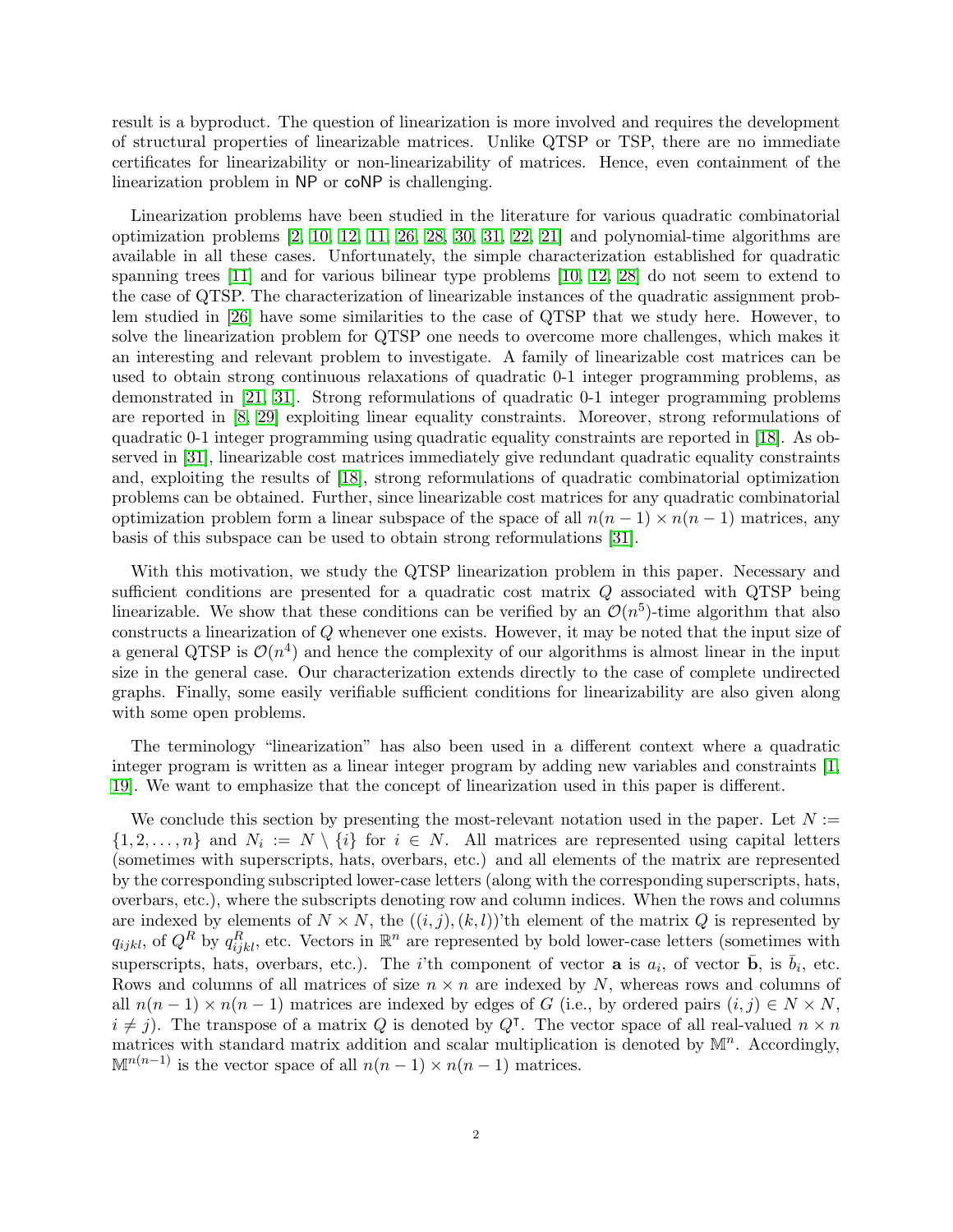result is a byproduct. The question of linearization is more involved and requires the development of structural properties of linearizable matrices. Unlike QTSP or TSP, there are no immediate certificates for linearizability or non-linearizability of matrices. Hence, even containment of the linearization problem in NP or coNP is challenging.

Linearization problems have been studied in the literature for various quadratic combinatorial optimization problems [2, 10, 12, 11, 26, 28, 30, 31, 22, 21] and polynomial-time algorithms are available in all these cases. Unfortunately, the simple characterization established for quadratic spanning trees [11] and for various bilinear type problems [10, 12, 28] do not seem to extend to the case of QTSP. The characterization of linearizable instances of the quadratic assignment problem studied in [26] have some similarities to the case of QTSP that we study here. However, to solve the linearization problem for QTSP one needs to overcome more challenges, which makes it an interesting and relevant problem to investigate. A family of linearizable cost matrices can be used to obtain strong continuous relaxations of quadratic 0-1 integer programming problems, as demonstrated in [21, 31]. Strong reformulations of quadratic 0-1 integer programming problems are reported in [8, 29] exploiting linear equality constraints. Moreover, strong reformulations of quadratic 0-1 integer programming using quadratic equality constraints are reported in [18]. As observed in [31], linearizable cost matrices immediately give redundant quadratic equality constraints and, exploiting the results of [18], strong reformulations of quadratic combinatorial optimization problems can be obtained. Further, since linearizable cost matrices for any quadratic combinatorial optimization problem form a linear subspace of the space of all $n(n-1) \times n(n-1)$ matrices, any basis of this subspace can be used to obtain strong reformulations [31].

With this motivation, we study the QTSP linearization problem in this paper. Necessary and sufficient conditions are presented for a quadratic cost matrix $Q$ associated with QTSP being linearizable. We show that these conditions can be verified by an $\mathcal{O}(n^5)$-time algorithm that also constructs a linearization of $Q$ whenever one exists. However, it may be noted that the input size of a general QTSP is $\mathcal{O}(n^4)$ and hence the complexity of our algorithms is almost linear in the input size in the general case. Our characterization extends directly to the case of complete undirected graphs. Finally, some easily verifiable sufficient conditions for linearizability are also given along with some open problems.

The terminology "linearization" has also been used in a different context where a quadratic integer program is written as a linear integer program by adding new variables and constraints [1, 19]. We want to emphasize that the concept of linearization used in this paper is different.

We conclude this section by presenting the most-relevant notation used in the paper. Let $N := \{1, 2, \ldots, n\}$ and $N_i := N \setminus \{i\}$ for $i \in N$. All matrices are represented using capital letters (sometimes with superscripts, hats, overbars, etc.) and all elements of the matrix are represented by the corresponding subscripted lower-case letters (along with the corresponding superscripts, hats, overbars, etc.), where the subscripts denoting row and column indices. When the rows and columns are indexed by elements of $N \times N$, the $((i,j),(k,l))$'th element of the matrix $Q$ is represented by $q_{ijkl}$, of $Q^R$ by $q^R_{ijkl}$, etc. Vectors in $\mathbb{R}^n$ are represented by bold lower-case letters (sometimes with superscripts, hats, overbars, etc.). The $i$'th component of vector $\mathbf{a}$ is $a_i$, of vector $\bar{\mathbf{b}}$, is $\bar{b}_i$, etc. Rows and columns of all matrices of size $n \times n$ are indexed by $N$, whereas rows and columns of all $n(n-1) \times n(n-1)$ matrices are indexed by edges of $G$ (i.e., by ordered pairs $(i,j) \in N \times N$, $i \neq j$). The transpose of a matrix $Q$ is denoted by $Q^\intercal$. The vector space of all real-valued $n \times n$ matrices with standard matrix addition and scalar multiplication is denoted by $\mathbb{M}^n$. Accordingly, $\mathbb{M}^{n(n-1)}$ is the vector space of all $n(n-1) \times n(n-1)$ matrices.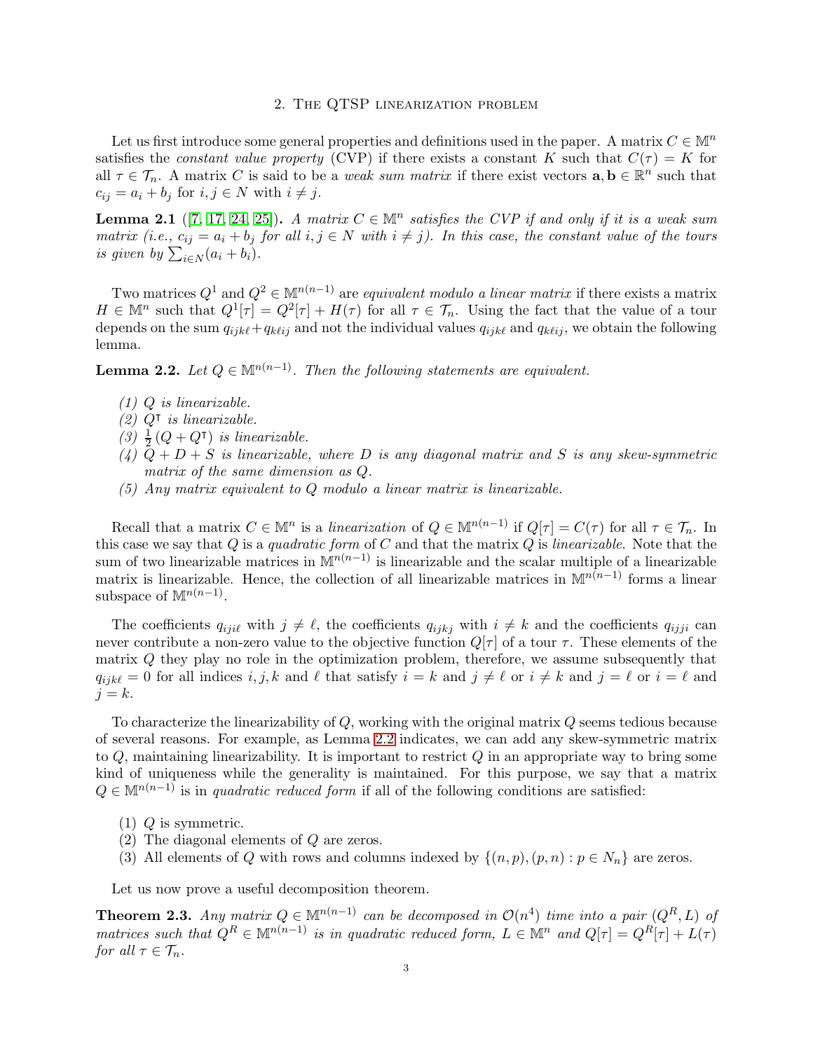## 2. The QTSP linearization problem

Let us first introduce some general properties and definitions used in the paper. A matrix $C \in \mathbb{M}^n$ satisfies the *constant value property* (CVP) if there exists a constant $K$ such that $C(\tau) = K$ for all $\tau \in \mathcal{T}_n$. A matrix $C$ is said to be a *weak sum matrix* if there exist vectors $\mathbf{a}, \mathbf{b} \in \mathbb{R}^n$ such that $c_{ij} = a_i + b_j$ for $i, j \in N$ with $i \neq j$.

**Lemma 2.1** ([7, 17, 24, 25])**.** *A matrix $C \in \mathbb{M}^n$ satisfies the CVP if and only if it is a weak sum matrix (i.e., $c_{ij} = a_i + b_j$ for all $i, j \in N$ with $i \neq j$). In this case, the constant value of the tours is given by $\sum_{i \in N}(a_i + b_i)$.*

Two matrices $Q^1$ and $Q^2 \in \mathbb{M}^{n(n-1)}$ are *equivalent modulo a linear matrix* if there exists a matrix $H \in \mathbb{M}^n$ such that $Q^1[\tau] = Q^2[\tau] + H(\tau)$ for all $\tau \in \mathcal{T}_n$. Using the fact that the value of a tour depends on the sum $q_{ijk\ell} + q_{k\ell ij}$ and not the individual values $q_{ijk\ell}$ and $q_{k\ell ij}$, we obtain the following lemma.

**Lemma 2.2.** *Let $Q \in \mathbb{M}^{n(n-1)}$. Then the following statements are equivalent.*

1. *$Q$ is linearizable.*
2. *$Q^\intercal$ is linearizable.*
3. *$\frac{1}{2}(Q + Q^\intercal)$ is linearizable.*
4. *$Q + D + S$ is linearizable, where $D$ is any diagonal matrix and $S$ is any skew-symmetric matrix of the same dimension as $Q$.*
5. *Any matrix equivalent to $Q$ modulo a linear matrix is linearizable.*

Recall that a matrix $C \in \mathbb{M}^n$ is a *linearization* of $Q \in \mathbb{M}^{n(n-1)}$ if $Q[\tau] = C(\tau)$ for all $\tau \in \mathcal{T}_n$. In this case we say that $Q$ is a *quadratic form* of $C$ and that the matrix $Q$ is *linearizable*. Note that the sum of two linearizable matrices in $\mathbb{M}^{n(n-1)}$ is linearizable and the scalar multiple of a linearizable matrix is linearizable. Hence, the collection of all linearizable matrices in $\mathbb{M}^{n(n-1)}$ forms a linear subspace of $\mathbb{M}^{n(n-1)}$.

The coefficients $q_{iji\ell}$ with $j \neq \ell$, the coefficients $q_{ijkj}$ with $i \neq k$ and the coefficients $q_{ijji}$ can never contribute a non-zero value to the objective function $Q[\tau]$ of a tour $\tau$. These elements of the matrix $Q$ they play no role in the optimization problem, therefore, we assume subsequently that $q_{ijk\ell} = 0$ for all indices $i, j, k$ and $\ell$ that satisfy $i = k$ and $j \neq \ell$ or $i \neq k$ and $j = \ell$ or $i = \ell$ and $j = k$.

To characterize the linearizability of $Q$, working with the original matrix $Q$ seems tedious because of several reasons. For example, as Lemma 2.2 indicates, we can add any skew-symmetric matrix to $Q$, maintaining linearizability. It is important to restrict $Q$ in an appropriate way to bring some kind of uniqueness while the generality is maintained. For this purpose, we say that a matrix $Q \in \mathbb{M}^{n(n-1)}$ is in *quadratic reduced form* if all of the following conditions are satisfied:

1. $Q$ is symmetric.
2. The diagonal elements of $Q$ are zeros.
3. All elements of $Q$ with rows and columns indexed by $\{(n, p), (p, n) : p \in N_n\}$ are zeros.

Let us now prove a useful decomposition theorem.

**Theorem 2.3.** *Any matrix $Q \in \mathbb{M}^{n(n-1)}$ can be decomposed in $\mathcal{O}(n^4)$ time into a pair $(Q^R, L)$ of matrices such that $Q^R \in \mathbb{M}^{n(n-1)}$ is in quadratic reduced form, $L \in \mathbb{M}^n$ and $Q[\tau] = Q^R[\tau] + L(\tau)$ for all $\tau \in \mathcal{T}_n$.*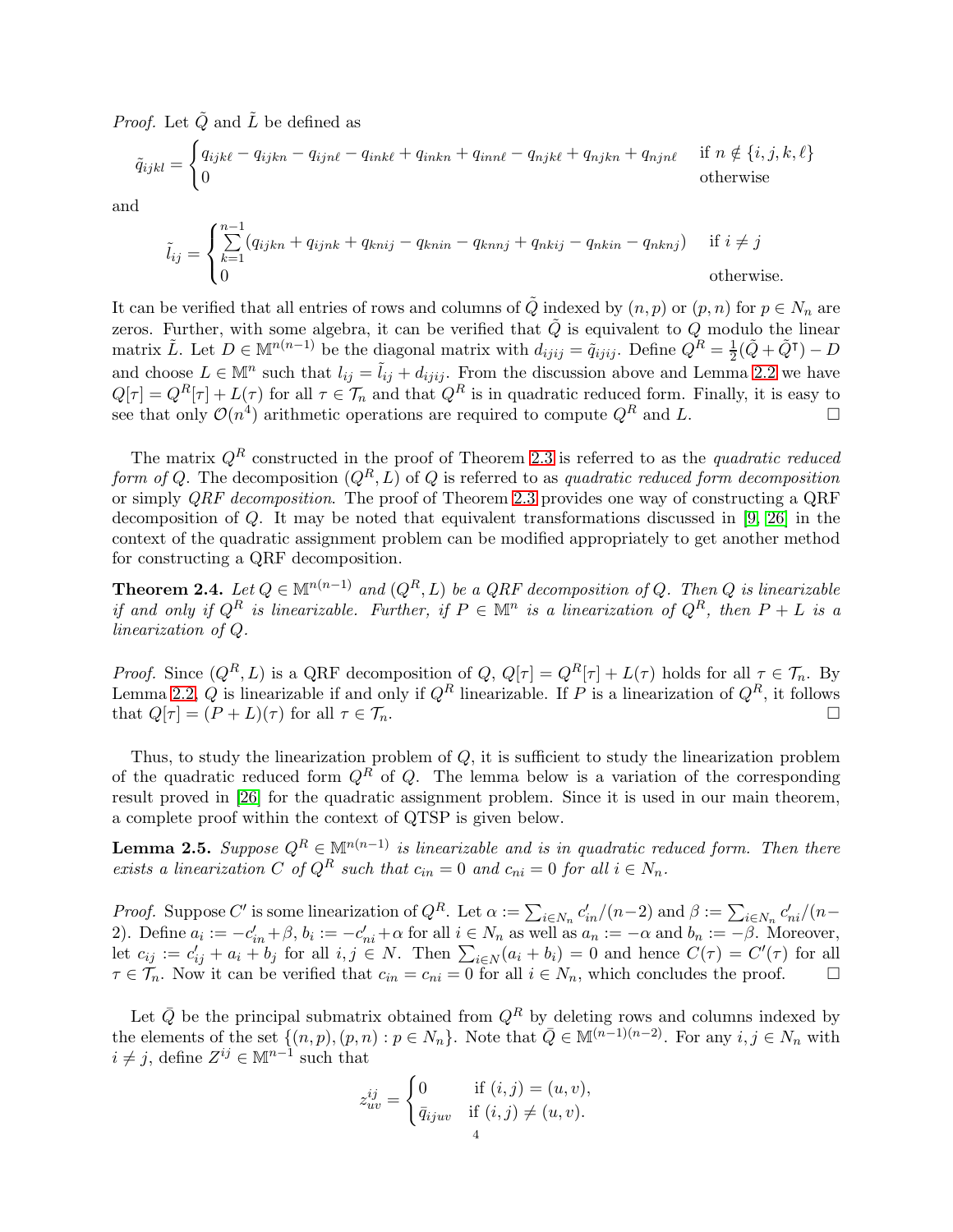*Proof.* Let $\tilde{Q}$ and $\tilde{L}$ be defined as

$$\tilde{q}_{ijkl} = \begin{cases} q_{ijk\ell} - q_{ijkn} - q_{ijn\ell} - q_{ink\ell} + q_{inkn} + q_{inn\ell} - q_{njk\ell} + q_{njkn} + q_{njn\ell} & \text{if } n \notin \{i,j,k,\ell\} \\ 0 & \text{otherwise} \end{cases}$$

and

$$\tilde{l}_{ij} = \begin{cases} \sum_{k=1}^{n-1} (q_{ijkn} + q_{ijnk} + q_{knij} - q_{knin} - q_{knnj} + q_{nkij} - q_{nkin} - q_{nknj}) & \text{if } i \neq j \\ 0 & \text{otherwise.} \end{cases}$$

It can be verified that all entries of rows and columns of $\tilde{Q}$ indexed by $(n,p)$ or $(p,n)$ for $p \in N_n$ are zeros. Further, with some algebra, it can be verified that $\tilde{Q}$ is equivalent to $Q$ modulo the linear matrix $\tilde{L}$. Let $D \in \mathbb{M}^{n(n-1)}$ be the diagonal matrix with $d_{ijij} = \tilde{q}_{ijij}$. Define $Q^R = \frac{1}{2}(\tilde{Q} + \tilde{Q}^\intercal) - D$ and choose $L \in \mathbb{M}^n$ such that $l_{ij} = \tilde{l}_{ij} + d_{ijij}$. From the discussion above and Lemma 2.2 we have $Q[\tau] = Q^R[\tau] + L(\tau)$ for all $\tau \in \mathcal{T}_n$ and that $Q^R$ is in quadratic reduced form. Finally, it is easy to see that only $\mathcal{O}(n^4)$ arithmetic operations are required to compute $Q^R$ and $L$. □

The matrix $Q^R$ constructed in the proof of Theorem 2.3 is referred to as the *quadratic reduced form of* $Q$. The decomposition $(Q^R, L)$ of $Q$ is referred to as *quadratic reduced form decomposition* or simply *QRF decomposition*. The proof of Theorem 2.3 provides one way of constructing a QRF decomposition of $Q$. It may be noted that equivalent transformations discussed in [9, 26] in the context of the quadratic assignment problem can be modified appropriately to get another method for constructing a QRF decomposition.

**Theorem 2.4.** *Let $Q \in \mathbb{M}^{n(n-1)}$ and $(Q^R, L)$ be a QRF decomposition of $Q$. Then $Q$ is linearizable if and only if $Q^R$ is linearizable. Further, if $P \in \mathbb{M}^n$ is a linearization of $Q^R$, then $P + L$ is a linearization of $Q$.*

*Proof.* Since $(Q^R, L)$ is a QRF decomposition of $Q$, $Q[\tau] = Q^R[\tau] + L(\tau)$ holds for all $\tau \in \mathcal{T}_n$. By Lemma 2.2, $Q$ is linearizable if and only if $Q^R$ linearizable. If $P$ is a linearization of $Q^R$, it follows that $Q[\tau] = (P + L)(\tau)$ for all $\tau \in \mathcal{T}_n$. □

Thus, to study the linearization problem of $Q$, it is sufficient to study the linearization problem of the quadratic reduced form $Q^R$ of $Q$. The lemma below is a variation of the corresponding result proved in [26] for the quadratic assignment problem. Since it is used in our main theorem, a complete proof within the context of QTSP is given below.

**Lemma 2.5.** *Suppose $Q^R \in \mathbb{M}^{n(n-1)}$ is linearizable and is in quadratic reduced form. Then there exists a linearization $C$ of $Q^R$ such that $c_{in} = 0$ and $c_{ni} = 0$ for all $i \in N_n$.*

*Proof.* Suppose $C'$ is some linearization of $Q^R$. Let $\alpha := \sum_{i \in N_n} c'_{in}/(n-2)$ and $\beta := \sum_{i \in N_n} c'_{ni}/(n-2)$. Define $a_i := -c'_{in} + \beta$, $b_i := -c'_{ni} + \alpha$ for all $i \in N_n$ as well as $a_n := -\alpha$ and $b_n := -\beta$. Moreover, let $c_{ij} := c'_{ij} + a_i + b_j$ for all $i, j \in N$. Then $\sum_{i \in N}(a_i + b_i) = 0$ and hence $C(\tau) = C'(\tau)$ for all $\tau \in \mathcal{T}_n$. Now it can be verified that $c_{in} = c_{ni} = 0$ for all $i \in N_n$, which concludes the proof. □

Let $\bar{Q}$ be the principal submatrix obtained from $Q^R$ by deleting rows and columns indexed by the elements of the set $\{(n,p),(p,n) : p \in N_n\}$. Note that $\bar{Q} \in \mathbb{M}^{(n-1)(n-2)}$. For any $i, j \in N_n$ with $i \neq j$, define $Z^{ij} \in \mathbb{M}^{n-1}$ such that

$$z^{ij}_{uv} = \begin{cases} 0 & \text{if } (i,j) = (u,v), \\ \bar{q}_{ijuv} & \text{if } (i,j) \neq (u,v). \end{cases}$$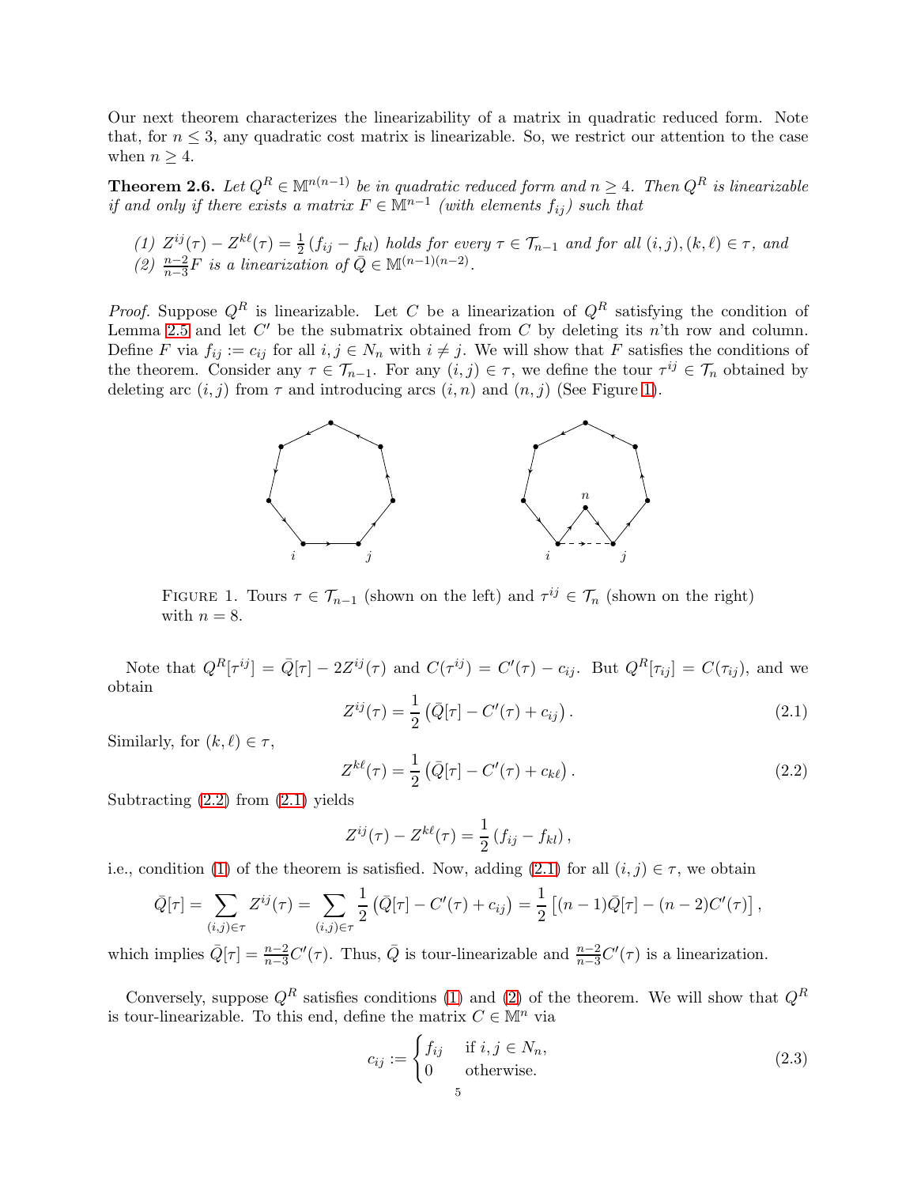Our next theorem characterizes the linearizability of a matrix in quadratic reduced form. Note that, for $n \leq 3$, any quadratic cost matrix is linearizable. So, we restrict our attention to the case when $n \geq 4$.

**Theorem 2.6.** *Let $Q^R \in \mathbb{M}^{n(n-1)}$ be in quadratic reduced form and $n \geq 4$. Then $Q^R$ is linearizable if and only if there exists a matrix $F \in \mathbb{M}^{n-1}$ (with elements $f_{ij}$) such that*

*(1) $Z^{ij}(\tau) - Z^{k\ell}(\tau) = \frac{1}{2}(f_{ij} - f_{kl})$ holds for every $\tau \in \mathcal{T}_{n-1}$ and for all $(i,j),(k,\ell) \in \tau$, and*
*(2) $\frac{n-2}{n-3}F$ is a linearization of $\bar{Q} \in \mathbb{M}^{(n-1)(n-2)}$.*

*Proof.* Suppose $Q^R$ is linearizable. Let $C$ be a linearization of $Q^R$ satisfying the condition of Lemma 2.5 and let $C'$ be the submatrix obtained from $C$ by deleting its $n$'th row and column. Define $F$ via $f_{ij} := c_{ij}$ for all $i,j \in N_n$ with $i \neq j$. We will show that $F$ satisfies the conditions of the theorem. Consider any $\tau \in \mathcal{T}_{n-1}$. For any $(i,j) \in \tau$, we define the tour $\tau^{ij} \in \mathcal{T}_n$ obtained by deleting arc $(i,j)$ from $\tau$ and introducing arcs $(i,n)$ and $(n,j)$ (See Figure 1).

FIGURE 1. Tours $\tau \in \mathcal{T}_{n-1}$ (shown on the left) and $\tau^{ij} \in \mathcal{T}_n$ (shown on the right) with $n = 8$.

Note that $Q^R[\tau^{ij}] = \bar{Q}[\tau] - 2Z^{ij}(\tau)$ and $C(\tau^{ij}) = C'(\tau) - c_{ij}$. But $Q^R[\tau_{ij}] = C(\tau_{ij})$, and we obtain

$$Z^{ij}(\tau) = \frac{1}{2}\left(\bar{Q}[\tau] - C'(\tau) + c_{ij}\right). \tag{2.1}$$

Similarly, for $(k,\ell) \in \tau$,

$$Z^{k\ell}(\tau) = \frac{1}{2}\left(\bar{Q}[\tau] - C'(\tau) + c_{k\ell}\right). \tag{2.2}$$

Subtracting (2.2) from (2.1) yields

$$Z^{ij}(\tau) - Z^{k\ell}(\tau) = \frac{1}{2}\left(f_{ij} - f_{kl}\right),$$

i.e., condition (1) of the theorem is satisfied. Now, adding (2.1) for all $(i,j) \in \tau$, we obtain

$$\bar{Q}[\tau] = \sum_{(i,j)\in\tau} Z^{ij}(\tau) = \sum_{(i,j)\in\tau} \frac{1}{2}\left(\bar{Q}[\tau] - C'(\tau) + c_{ij}\right) = \frac{1}{2}\left[(n-1)\bar{Q}[\tau] - (n-2)C'(\tau)\right],$$

which implies $\bar{Q}[\tau] = \frac{n-2}{n-3}C'(\tau)$. Thus, $\bar{Q}$ is tour-linearizable and $\frac{n-2}{n-3}C'(\tau)$ is a linearization.

Conversely, suppose $Q^R$ satisfies conditions (1) and (2) of the theorem. We will show that $Q^R$ is tour-linearizable. To this end, define the matrix $C \in \mathbb{M}^n$ via

$$c_{ij} := \begin{cases} f_{ij} & \text{if } i,j \in N_n, \\ 0 & \text{otherwise.} \end{cases} \tag{2.3}$$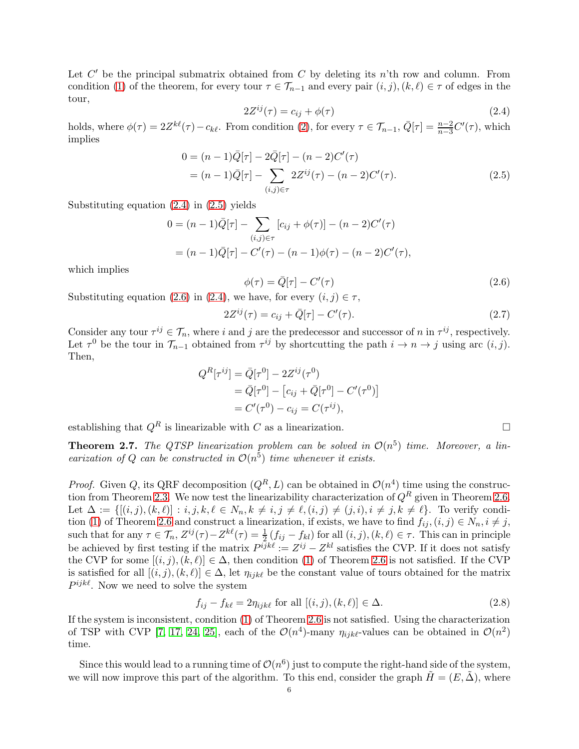Let $C'$ be the principal submatrix obtained from $C$ by deleting its $n$'th row and column. From condition (1) of the theorem, for every tour $\tau \in \mathcal{T}_{n-1}$ and every pair $(i,j),(k,\ell) \in \tau$ of edges in the tour,

$$2Z^{ij}(\tau) = c_{ij} + \phi(\tau) \tag{2.4}$$

holds, where $\phi(\tau) = 2Z^{k\ell}(\tau) - c_{k\ell}$. From condition (2), for every $\tau \in \mathcal{T}_{n-1}$, $\bar{Q}[\tau] = \frac{n-2}{n-3}C'(\tau)$, which implies

$$\begin{aligned} 0 &= (n-1)\bar{Q}[\tau] - 2\bar{Q}[\tau] - (n-2)C'(\tau) \\ &= (n-1)\bar{Q}[\tau] - \sum_{(i,j)\in\tau} 2Z^{ij}(\tau) - (n-2)C'(\tau). \end{aligned} \tag{2.5}$$

Substituting equation (2.4) in (2.5) yields

$$\begin{aligned} 0 &= (n-1)\bar{Q}[\tau] - \sum_{(i,j)\in\tau} [c_{ij} + \phi(\tau)] - (n-2)C'(\tau) \\ &= (n-1)\bar{Q}[\tau] - C'(\tau) - (n-1)\phi(\tau) - (n-2)C'(\tau), \end{aligned}$$

which implies

$$\phi(\tau) = \bar{Q}[\tau] - C'(\tau) \tag{2.6}$$

Substituting equation (2.6) in (2.4), we have, for every $(i,j) \in \tau$,

$$2Z^{ij}(\tau) = c_{ij} + \bar{Q}[\tau] - C'(\tau). \tag{2.7}$$

Consider any tour $\tau^{ij} \in \mathcal{T}_n$, where $i$ and $j$ are the predecessor and successor of $n$ in $\tau^{ij}$, respectively. Let $\tau^0$ be the tour in $\mathcal{T}_{n-1}$ obtained from $\tau^{ij}$ by shortcutting the path $i \to n \to j$ using arc $(i,j)$. Then,

$$\begin{aligned} Q^R[\tau^{ij}] &= \bar{Q}[\tau^0] - 2Z^{ij}(\tau^0) \\ &= \bar{Q}[\tau^0] - \left[c_{ij} + \bar{Q}[\tau^0] - C'(\tau^0)\right] \\ &= C'(\tau^0) - c_{ij} = C(\tau^{ij}), \end{aligned}$$

establishing that $Q^R$ is linearizable with $C$ as a linearization. $\square$

**Theorem 2.7.** *The QTSP linearization problem can be solved in $\mathcal{O}(n^5)$ time. Moreover, a linearization of $Q$ can be constructed in $\mathcal{O}(n^5)$ time whenever it exists.*

*Proof.* Given $Q$, its QRF decomposition $(Q^R, L)$ can be obtained in $\mathcal{O}(n^4)$ time using the construction from Theorem 2.3. We now test the linearizability characterization of $Q^R$ given in Theorem 2.6. Let $\Delta := \{[(i,j),(k,\ell)] : i,j,k,\ell \in N_n, k \neq i, j \neq \ell, (i,j) \neq (j,i), i \neq j, k \neq \ell\}$. To verify condition (1) of Theorem 2.6 and construct a linearization, if exists, we have to find $f_{ij}, (i,j) \in N_n, i \neq j$, such that for any $\tau \in \mathcal{T}_n$, $Z^{ij}(\tau) - Z^{k\ell}(\tau) = \frac{1}{2}(f_{ij} - f_{kl})$ for all $(i,j),(k,\ell) \in \tau$. This can in principle be achieved by first testing if the matrix $P^{ijk\ell} := Z^{ij} - Z^{kl}$ satisfies the CVP. If it does not satisfy the CVP for some $[(i,j),(k,\ell)] \in \Delta$, then condition (1) of Theorem 2.6 is not satisfied. If the CVP is satisfied for all $[(i,j),(k,\ell)] \in \Delta$, let $\eta_{ijk\ell}$ be the constant value of tours obtained for the matrix $P^{ijk\ell}$. Now we need to solve the system

$$f_{ij} - f_{k\ell} = 2\eta_{ijk\ell} \text{ for all } [(i,j),(k,\ell)] \in \Delta. \tag{2.8}$$

If the system is inconsistent, condition (1) of Theorem 2.6 is not satisfied. Using the characterization of TSP with CVP [7, 17, 24, 25], each of the $\mathcal{O}(n^4)$-many $\eta_{ijk\ell}$-values can be obtained in $\mathcal{O}(n^2)$ time.

Since this would lead to a running time of $\mathcal{O}(n^6)$ just to compute the right-hand side of the system, we will now improve this part of the algorithm. To this end, consider the graph $\tilde{H} = (E, \tilde{\Delta})$, where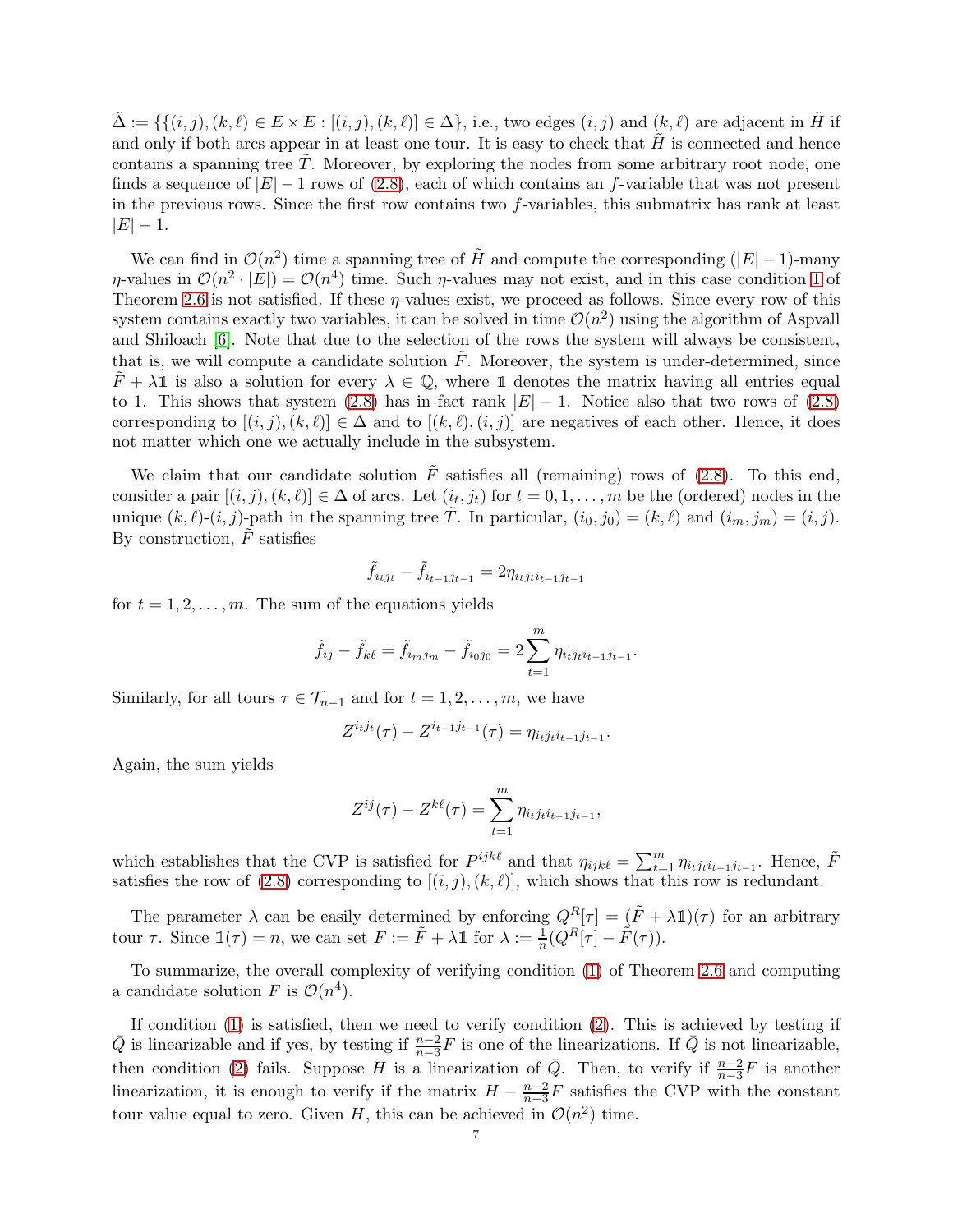$\tilde{\Delta} := \{\{(i,j),(k,\ell) \in E \times E : [(i,j),(k,\ell)] \in \Delta\}$, i.e., two edges $(i,j)$ and $(k,\ell)$ are adjacent in $\tilde{H}$ if and only if both arcs appear in at least one tour. It is easy to check that $\tilde{H}$ is connected and hence contains a spanning tree $\tilde{T}$. Moreover, by exploring the nodes from some arbitrary root node, one finds a sequence of $|E|-1$ rows of (2.8), each of which contains an $f$-variable that was not present in the previous rows. Since the first row contains two $f$-variables, this submatrix has rank at least $|E|-1$.

We can find in $\mathcal{O}(n^2)$ time a spanning tree of $\tilde{H}$ and compute the corresponding $(|E|-1)$-many $\eta$-values in $\mathcal{O}(n^2 \cdot |E|) = \mathcal{O}(n^4)$ time. Such $\eta$-values may not exist, and in this case condition 1 of Theorem 2.6 is not satisfied. If these $\eta$-values exist, we proceed as follows. Since every row of this system contains exactly two variables, it can be solved in time $\mathcal{O}(n^2)$ using the algorithm of Aspvall and Shiloach [6]. Note that due to the selection of the rows the system will always be consistent, that is, we will compute a candidate solution $\tilde{F}$. Moreover, the system is under-determined, since $\tilde{F} + \lambda\mathbb{1}$ is also a solution for every $\lambda \in \mathbb{Q}$, where $\mathbb{1}$ denotes the matrix having all entries equal to 1. This shows that system (2.8) has in fact rank $|E|-1$. Notice also that two rows of (2.8) corresponding to $[(i,j),(k,\ell)] \in \Delta$ and to $[(k,\ell),(i,j)]$ are negatives of each other. Hence, it does not matter which one we actually include in the subsystem.

We claim that our candidate solution $\tilde{F}$ satisfies all (remaining) rows of (2.8). To this end, consider a pair $[(i,j),(k,\ell)] \in \Delta$ of arcs. Let $(i_t, j_t)$ for $t = 0,1,\ldots,m$ be the (ordered) nodes in the unique $(k,\ell)$-$(i,j)$-path in the spanning tree $\tilde{T}$. In particular, $(i_0, j_0) = (k,\ell)$ and $(i_m, j_m) = (i,j)$. By construction, $\tilde{F}$ satisfies

$$\tilde{f}_{i_t j_t} - \tilde{f}_{i_{t-1} j_{t-1}} = 2\eta_{i_t j_t i_{t-1} j_{t-1}}$$

for $t = 1,2,\ldots,m$. The sum of the equations yields

$$\tilde{f}_{ij} - \tilde{f}_{k\ell} = \tilde{f}_{i_m j_m} - \tilde{f}_{i_0 j_0} = 2\sum_{t=1}^{m} \eta_{i_t j_t i_{t-1} j_{t-1}}.$$

Similarly, for all tours $\tau \in \mathcal{T}_{n-1}$ and for $t = 1,2,\ldots,m$, we have

$$Z^{i_t j_t}(\tau) - Z^{i_{t-1} j_{t-1}}(\tau) = \eta_{i_t j_t i_{t-1} j_{t-1}}.$$

Again, the sum yields

$$Z^{ij}(\tau) - Z^{k\ell}(\tau) = \sum_{t=1}^{m} \eta_{i_t j_t i_{t-1} j_{t-1}},$$

which establishes that the CVP is satisfied for $P^{ijk\ell}$ and that $\eta_{ijk\ell} = \sum_{t=1}^{m} \eta_{i_t j_t i_{t-1} j_{t-1}}$. Hence, $\tilde{F}$ satisfies the row of (2.8) corresponding to $[(i,j),(k,\ell)]$, which shows that this row is redundant.

The parameter $\lambda$ can be easily determined by enforcing $Q^R[\tau] = (\tilde{F} + \lambda\mathbb{1})(\tau)$ for an arbitrary tour $\tau$. Since $\mathbb{1}(\tau) = n$, we can set $F := \tilde{F} + \lambda\mathbb{1}$ for $\lambda := \frac{1}{n}(Q^R[\tau] - \tilde{F}(\tau))$.

To summarize, the overall complexity of verifying condition (1) of Theorem 2.6 and computing a candidate solution $F$ is $\mathcal{O}(n^4)$.

If condition (1) is satisfied, then we need to verify condition (2). This is achieved by testing if $\bar{Q}$ is linearizable and if yes, by testing if $\frac{n-2}{n-3}F$ is one of the linearizations. If $\bar{Q}$ is not linearizable, then condition (2) fails. Suppose $H$ is a linearization of $\bar{Q}$. Then, to verify if $\frac{n-2}{n-3}F$ is another linearization, it is enough to verify if the matrix $H - \frac{n-2}{n-3}F$ satisfies the CVP with the constant tour value equal to zero. Given $H$, this can be achieved in $\mathcal{O}(n^2)$ time.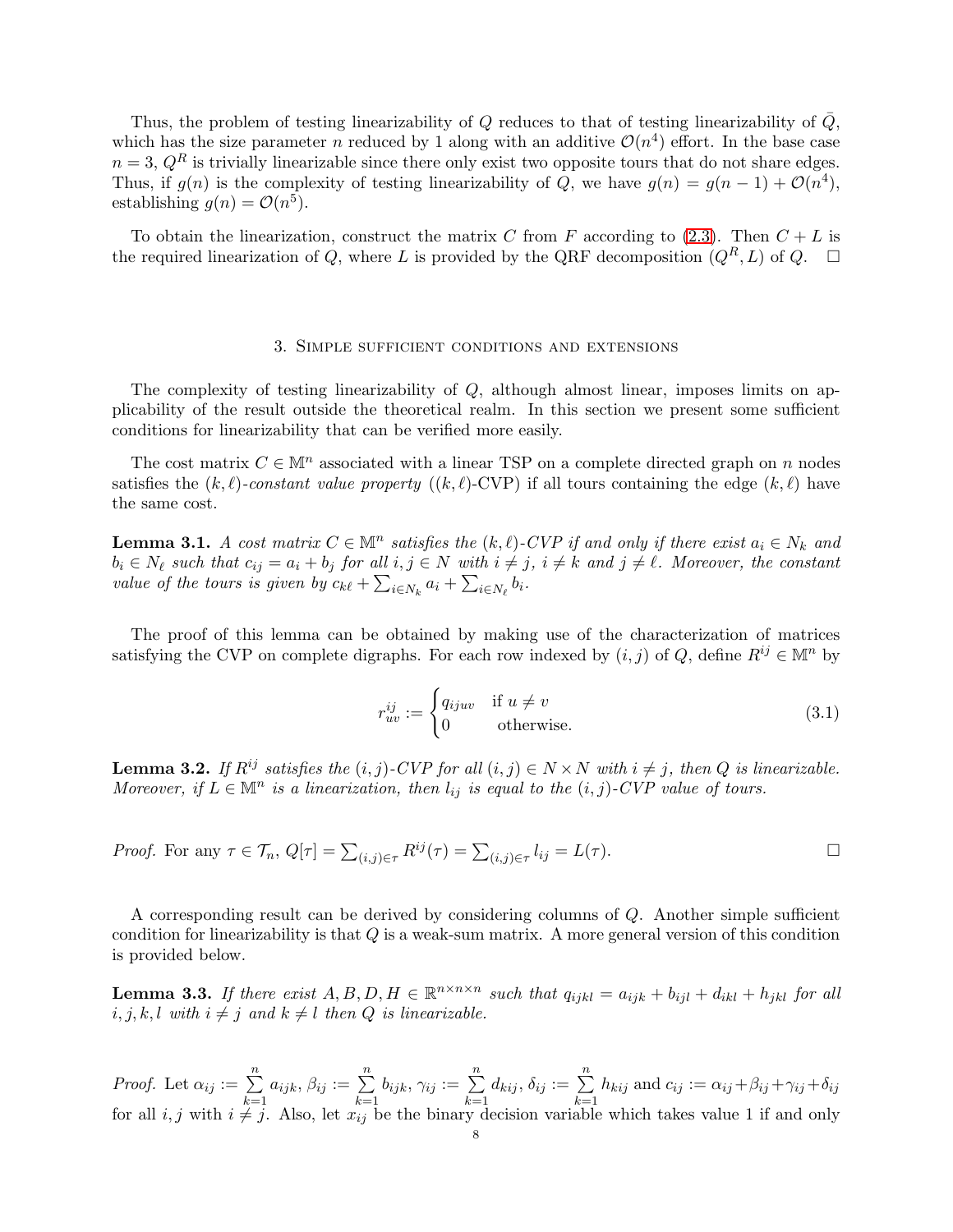Thus, the problem of testing linearizability of $Q$ reduces to that of testing linearizability of $\bar{Q}$, which has the size parameter $n$ reduced by 1 along with an additive $\mathcal{O}(n^4)$ effort. In the base case $n = 3$, $Q^R$ is trivially linearizable since there only exist two opposite tours that do not share edges. Thus, if $g(n)$ is the complexity of testing linearizability of $Q$, we have $g(n) = g(n-1) + \mathcal{O}(n^4)$, establishing $g(n) = \mathcal{O}(n^5)$.

To obtain the linearization, construct the matrix $C$ from $F$ according to (2.3). Then $C + L$ is the required linearization of $Q$, where $L$ is provided by the QRF decomposition $(Q^R, L)$ of $Q$. $\square$

## 3. Simple sufficient conditions and extensions

The complexity of testing linearizability of $Q$, although almost linear, imposes limits on applicability of the result outside the theoretical realm. In this section we present some sufficient conditions for linearizability that can be verified more easily.

The cost matrix $C \in \mathbb{M}^n$ associated with a linear TSP on a complete directed graph on $n$ nodes satisfies the $(k, \ell)$-*constant value property* ($(k, \ell)$-CVP) if all tours containing the edge $(k, \ell)$ have the same cost.

**Lemma 3.1.** *A cost matrix $C \in \mathbb{M}^n$ satisfies the $(k, \ell)$-CVP if and only if there exist $a_i \in N_k$ and $b_i \in N_\ell$ such that $c_{ij} = a_i + b_j$ for all $i, j \in N$ with $i \neq j$, $i \neq k$ and $j \neq \ell$. Moreover, the constant value of the tours is given by $c_{k\ell} + \sum_{i \in N_k} a_i + \sum_{i \in N_\ell} b_i$.*

The proof of this lemma can be obtained by making use of the characterization of matrices satisfying the CVP on complete digraphs. For each row indexed by $(i, j)$ of $Q$, define $R^{ij} \in \mathbb{M}^n$ by

$$r_{uv}^{ij} := \begin{cases} q_{ijuv} & \text{if } u \neq v \\ 0 & \text{otherwise.} \end{cases} \tag{3.1}$$

**Lemma 3.2.** *If $R^{ij}$ satisfies the $(i, j)$-CVP for all $(i, j) \in N \times N$ with $i \neq j$, then $Q$ is linearizable. Moreover, if $L \in \mathbb{M}^n$ is a linearization, then $l_{ij}$ is equal to the $(i, j)$-CVP value of tours.*

*Proof.* For any $\tau \in \mathcal{T}_n$, $Q[\tau] = \sum_{(i,j) \in \tau} R^{ij}(\tau) = \sum_{(i,j) \in \tau} l_{ij} = L(\tau)$. $\square$

A corresponding result can be derived by considering columns of $Q$. Another simple sufficient condition for linearizability is that $Q$ is a weak-sum matrix. A more general version of this condition is provided below.

**Lemma 3.3.** *If there exist $A, B, D, H \in \mathbb{R}^{n \times n \times n}$ such that $q_{ijkl} = a_{ijk} + b_{ijl} + d_{ikl} + h_{jkl}$ for all $i, j, k, l$ with $i \neq j$ and $k \neq l$ then $Q$ is linearizable.*

*Proof.* Let $\alpha_{ij} := \sum_{k=1}^{n} a_{ijk}$, $\beta_{ij} := \sum_{k=1}^{n} b_{ijk}$, $\gamma_{ij} := \sum_{k=1}^{n} d_{kij}$, $\delta_{ij} := \sum_{k=1}^{n} h_{kij}$ and $c_{ij} := \alpha_{ij} + \beta_{ij} + \gamma_{ij} + \delta_{ij}$ for all $i, j$ with $i \neq j$. Also, let $x_{ij}$ be the binary decision variable which takes value 1 if and only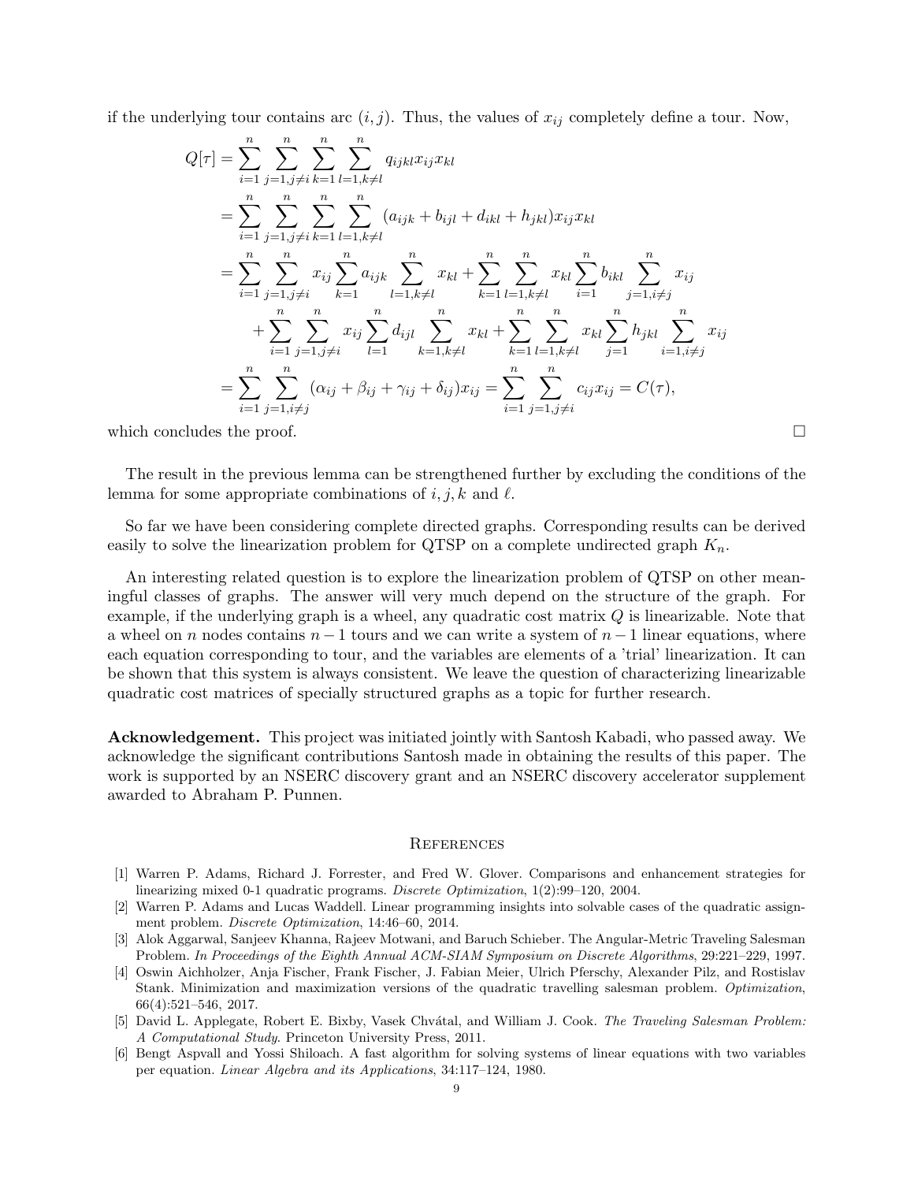if the underlying tour contains arc $(i, j)$. Thus, the values of $x_{ij}$ completely define a tour. Now,

$$
\begin{aligned}
Q[\tau] &= \sum_{i=1}^{n} \sum_{j=1, j\neq i}^{n} \sum_{k=1}^{n} \sum_{l=1, k\neq l}^{n} q_{ijkl} x_{ij} x_{kl} \\
&= \sum_{i=1}^{n} \sum_{j=1, j\neq i}^{n} \sum_{k=1}^{n} \sum_{l=1, k\neq l}^{n} (a_{ijk} + b_{ijl} + d_{ikl} + h_{jkl}) x_{ij} x_{kl} \\
&= \sum_{i=1}^{n} \sum_{j=1, j\neq i}^{n} x_{ij} \sum_{k=1}^{n} a_{ijk} \sum_{l=1, k\neq l}^{n} x_{kl} + \sum_{k=1}^{n} \sum_{l=1, k\neq l}^{n} x_{kl} \sum_{i=1}^{n} b_{ikl} \sum_{j=1, i\neq j}^{n} x_{ij} \\
&\quad + \sum_{i=1}^{n} \sum_{j=1, j\neq i}^{n} x_{ij} \sum_{l=1}^{n} d_{ijl} \sum_{k=1, k\neq l}^{n} x_{kl} + \sum_{k=1}^{n} \sum_{l=1, k\neq l}^{n} x_{kl} \sum_{j=1}^{n} h_{jkl} \sum_{i=1, i\neq j}^{n} x_{ij} \\
&= \sum_{i=1}^{n} \sum_{j=1, i\neq j}^{n} (\alpha_{ij} + \beta_{ij} + \gamma_{ij} + \delta_{ij}) x_{ij} = \sum_{i=1}^{n} \sum_{j=1, j\neq i}^{n} c_{ij} x_{ij} = C(\tau),
\end{aligned}
$$

which concludes the proof. □

The result in the previous lemma can be strengthened further by excluding the conditions of the lemma for some appropriate combinations of $i, j, k$ and $\ell$.

So far we have been considering complete directed graphs. Corresponding results can be derived easily to solve the linearization problem for QTSP on a complete undirected graph $K_n$.

An interesting related question is to explore the linearization problem of QTSP on other meaningful classes of graphs. The answer will very much depend on the structure of the graph. For example, if the underlying graph is a wheel, any quadratic cost matrix $Q$ is linearizable. Note that a wheel on $n$ nodes contains $n-1$ tours and we can write a system of $n-1$ linear equations, where each equation corresponding to tour, and the variables are elements of a 'trial' linearization. It can be shown that this system is always consistent. We leave the question of characterizing linearizable quadratic cost matrices of specially structured graphs as a topic for further research.

**Acknowledgement.** This project was initiated jointly with Santosh Kabadi, who passed away. We acknowledge the significant contributions Santosh made in obtaining the results of this paper. The work is supported by an NSERC discovery grant and an NSERC discovery accelerator supplement awarded to Abraham P. Punnen.

## References

[1] Warren P. Adams, Richard J. Forrester, and Fred W. Glover. Comparisons and enhancement strategies for linearizing mixed 0-1 quadratic programs. *Discrete Optimization*, 1(2):99–120, 2004.

[2] Warren P. Adams and Lucas Waddell. Linear programming insights into solvable cases of the quadratic assignment problem. *Discrete Optimization*, 14:46–60, 2014.

[3] Alok Aggarwal, Sanjeev Khanna, Rajeev Motwani, and Baruch Schieber. The Angular-Metric Traveling Salesman Problem. *In Proceedings of the Eighth Annual ACM-SIAM Symposium on Discrete Algorithms*, 29:221–229, 1997.

[4] Oswin Aichholzer, Anja Fischer, Frank Fischer, J. Fabian Meier, Ulrich Pferschy, Alexander Pilz, and Rostislav Stank. Minimization and maximization versions of the quadratic travelling salesman problem. *Optimization*, 66(4):521–546, 2017.

[5] David L. Applegate, Robert E. Bixby, Vasek Chvátal, and William J. Cook. *The Traveling Salesman Problem: A Computational Study*. Princeton University Press, 2011.

[6] Bengt Aspvall and Yossi Shiloach. A fast algorithm for solving systems of linear equations with two variables per equation. *Linear Algebra and its Applications*, 34:117–124, 1980.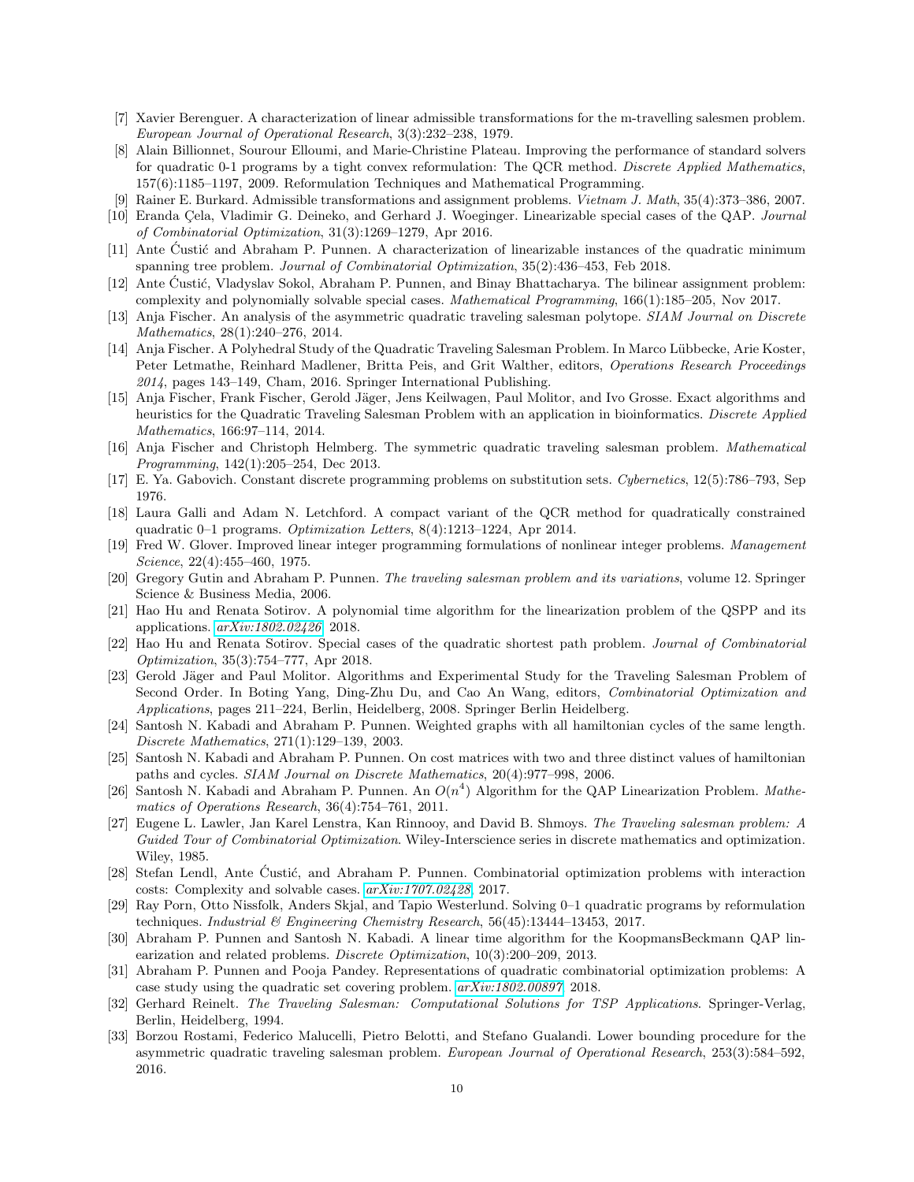[7] Xavier Berenguer. A characterization of linear admissible transformations for the m-travelling salesmen problem. *European Journal of Operational Research*, 3(3):232–238, 1979.

[8] Alain Billionnet, Sourour Elloumi, and Marie-Christine Plateau. Improving the performance of standard solvers for quadratic 0-1 programs by a tight convex reformulation: The QCR method. *Discrete Applied Mathematics*, 157(6):1185–1197, 2009. Reformulation Techniques and Mathematical Programming.

[9] Rainer E. Burkard. Admissible transformations and assignment problems. *Vietnam J. Math*, 35(4):373–386, 2007.

[10] Eranda Çela, Vladimir G. Deineko, and Gerhard J. Woeginger. Linearizable special cases of the QAP. *Journal of Combinatorial Optimization*, 31(3):1269–1279, Apr 2016.

[11] Ante Ćustić and Abraham P. Punnen. A characterization of linearizable instances of the quadratic minimum spanning tree problem. *Journal of Combinatorial Optimization*, 35(2):436–453, Feb 2018.

[12] Ante Ćustić, Vladyslav Sokol, Abraham P. Punnen, and Binay Bhattacharya. The bilinear assignment problem: complexity and polynomially solvable special cases. *Mathematical Programming*, 166(1):185–205, Nov 2017.

[13] Anja Fischer. An analysis of the asymmetric quadratic traveling salesman polytope. *SIAM Journal on Discrete Mathematics*, 28(1):240–276, 2014.

[14] Anja Fischer. A Polyhedral Study of the Quadratic Traveling Salesman Problem. In Marco Lübbecke, Arie Koster, Peter Letmathe, Reinhard Madlener, Britta Peis, and Grit Walther, editors, *Operations Research Proceedings 2014*, pages 143–149, Cham, 2016. Springer International Publishing.

[15] Anja Fischer, Frank Fischer, Gerold Jäger, Jens Keilwagen, Paul Molitor, and Ivo Grosse. Exact algorithms and heuristics for the Quadratic Traveling Salesman Problem with an application in bioinformatics. *Discrete Applied Mathematics*, 166:97–114, 2014.

[16] Anja Fischer and Christoph Helmberg. The symmetric quadratic traveling salesman problem. *Mathematical Programming*, 142(1):205–254, Dec 2013.

[17] E. Ya. Gabovich. Constant discrete programming problems on substitution sets. *Cybernetics*, 12(5):786–793, Sep 1976.

[18] Laura Galli and Adam N. Letchford. A compact variant of the QCR method for quadratically constrained quadratic 0–1 programs. *Optimization Letters*, 8(4):1213–1224, Apr 2014.

[19] Fred W. Glover. Improved linear integer programming formulations of nonlinear integer problems. *Management Science*, 22(4):455–460, 1975.

[20] Gregory Gutin and Abraham P. Punnen. *The traveling salesman problem and its variations*, volume 12. Springer Science & Business Media, 2006.

[21] Hao Hu and Renata Sotirov. A polynomial time algorithm for the linearization problem of the QSPP and its applications. *arXiv:1802.02426*, 2018.

[22] Hao Hu and Renata Sotirov. Special cases of the quadratic shortest path problem. *Journal of Combinatorial Optimization*, 35(3):754–777, Apr 2018.

[23] Gerold Jäger and Paul Molitor. Algorithms and Experimental Study for the Traveling Salesman Problem of Second Order. In Boting Yang, Ding-Zhu Du, and Cao An Wang, editors, *Combinatorial Optimization and Applications*, pages 211–224, Berlin, Heidelberg, 2008. Springer Berlin Heidelberg.

[24] Santosh N. Kabadi and Abraham P. Punnen. Weighted graphs with all hamiltonian cycles of the same length. *Discrete Mathematics*, 271(1):129–139, 2003.

[25] Santosh N. Kabadi and Abraham P. Punnen. On cost matrices with two and three distinct values of hamiltonian paths and cycles. *SIAM Journal on Discrete Mathematics*, 20(4):977–998, 2006.

[26] Santosh N. Kabadi and Abraham P. Punnen. An $O(n^4)$ Algorithm for the QAP Linearization Problem. *Mathematics of Operations Research*, 36(4):754–761, 2011.

[27] Eugene L. Lawler, Jan Karel Lenstra, Kan Rinnooy, and David B. Shmoys. *The Traveling salesman problem: A Guided Tour of Combinatorial Optimization*. Wiley-Interscience series in discrete mathematics and optimization. Wiley, 1985.

[28] Stefan Lendl, Ante Ćustić, and Abraham P. Punnen. Combinatorial optimization problems with interaction costs: Complexity and solvable cases. *arXiv:1707.02428*, 2017.

[29] Ray Porn, Otto Nissfolk, Anders Skjal, and Tapio Westerlund. Solving 0–1 quadratic programs by reformulation techniques. *Industrial & Engineering Chemistry Research*, 56(45):13444–13453, 2017.

[30] Abraham P. Punnen and Santosh N. Kabadi. A linear time algorithm for the KoopmansBeckmann QAP linearization and related problems. *Discrete Optimization*, 10(3):200–209, 2013.

[31] Abraham P. Punnen and Pooja Pandey. Representations of quadratic combinatorial optimization problems: A case study using the quadratic set covering problem. *arXiv:1802.00897*, 2018.

[32] Gerhard Reinelt. *The Traveling Salesman: Computational Solutions for TSP Applications*. Springer-Verlag, Berlin, Heidelberg, 1994.

[33] Borzou Rostami, Federico Malucelli, Pietro Belotti, and Stefano Gualandi. Lower bounding procedure for the asymmetric quadratic traveling salesman problem. *European Journal of Operational Research*, 253(3):584–592, 2016.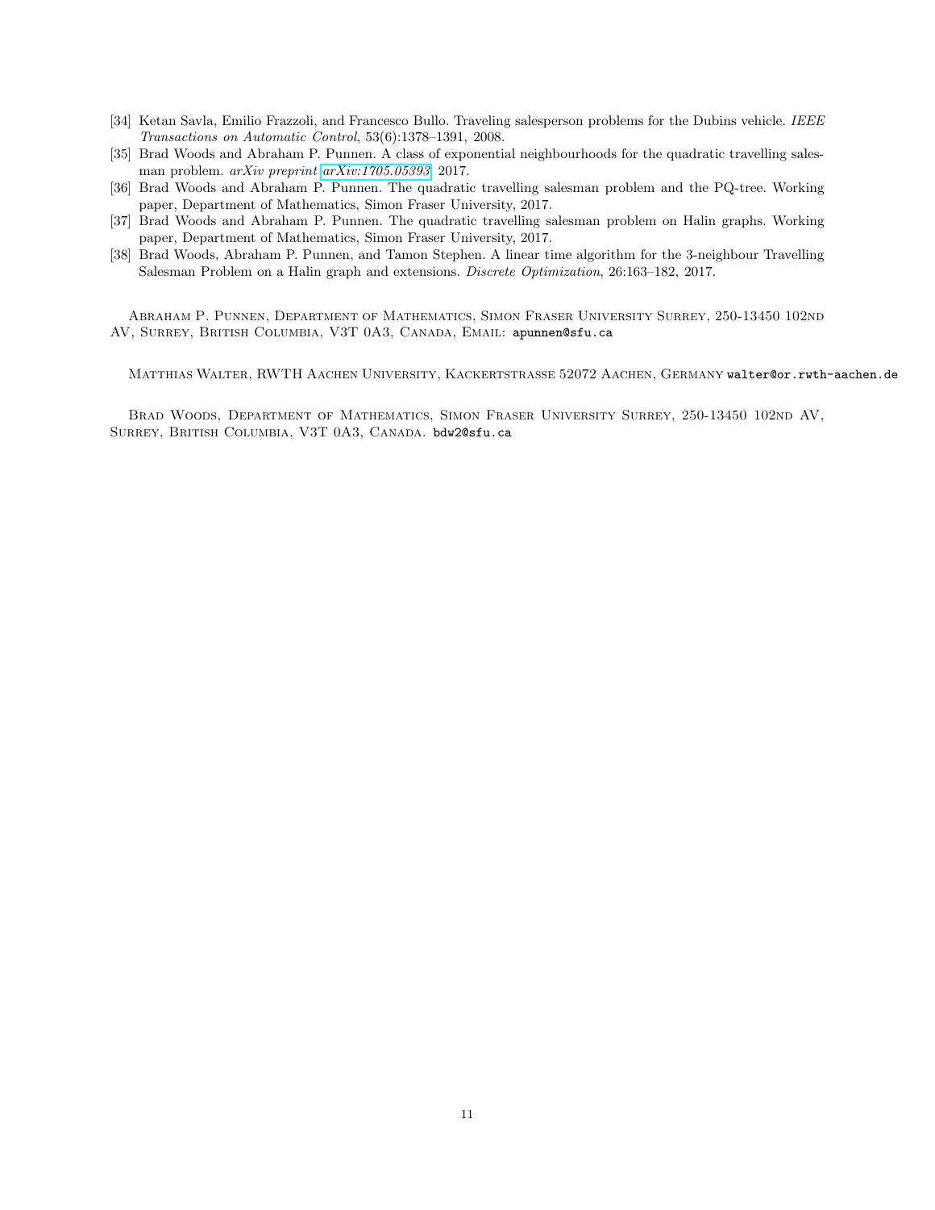[34] Ketan Savla, Emilio Frazzoli, and Francesco Bullo. Traveling salesperson problems for the Dubins vehicle. *IEEE Transactions on Automatic Control*, 53(6):1378–1391, 2008.

[35] Brad Woods and Abraham P. Punnen. A class of exponential neighbourhoods for the quadratic travelling salesman problem. *arXiv preprint arXiv:1705.05393*, 2017.

[36] Brad Woods and Abraham P. Punnen. The quadratic travelling salesman problem and the PQ-tree. Working paper, Department of Mathematics, Simon Fraser University, 2017.

[37] Brad Woods and Abraham P. Punnen. The quadratic travelling salesman problem on Halin graphs. Working paper, Department of Mathematics, Simon Fraser University, 2017.

[38] Brad Woods, Abraham P. Punnen, and Tamon Stephen. A linear time algorithm for the 3-neighbour Travelling Salesman Problem on a Halin graph and extensions. *Discrete Optimization*, 26:163–182, 2017.

Abraham P. Punnen, Department of Mathematics, Simon Fraser University Surrey, 250-13450 102nd AV, Surrey, British Columbia, V3T 0A3, Canada, Email: apunnen@sfu.ca

Matthias Walter, RWTH Aachen University, Kackertstrasse 52072 Aachen, Germany walter@or.rwth-aachen.de

Brad Woods, Department of Mathematics, Simon Fraser University Surrey, 250-13450 102nd AV, Surrey, British Columbia, V3T 0A3, Canada. bdw2@sfu.ca